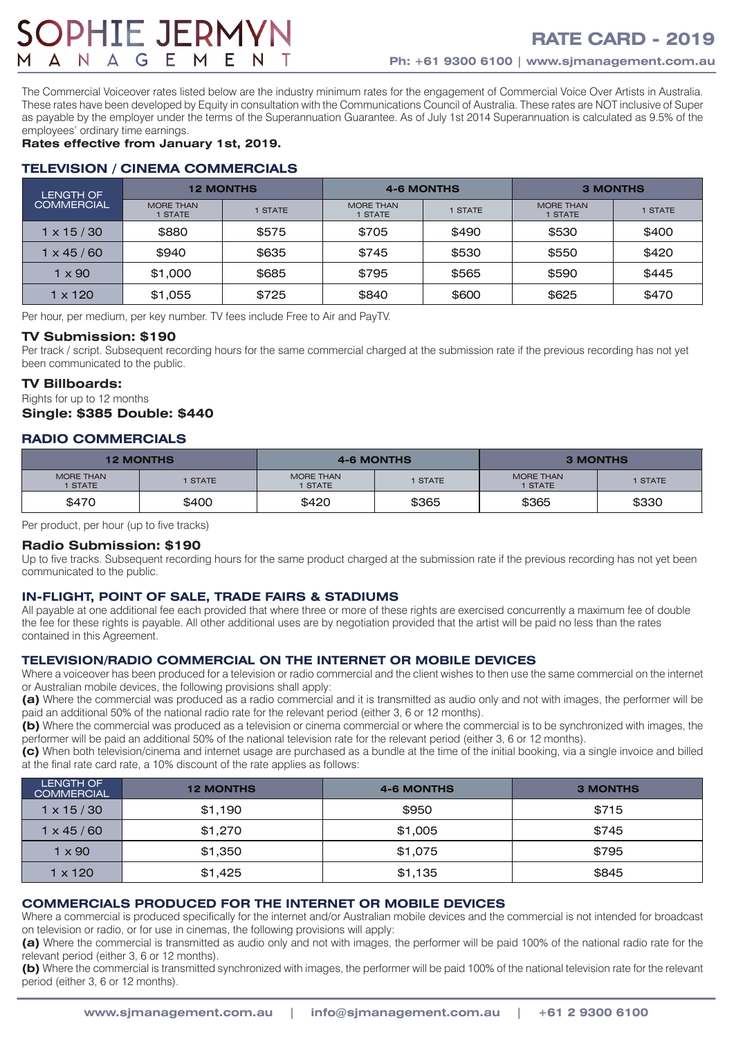# SOPHIE JERMYN MANAGEMENT

## RATE CARD - 2019

**Ph: +61 9300 6100 | www.sjmanagement.com.au**

The Commercial Voiceover rates listed below are the industry minimum rates for the engagement of Commercial Voice Over Artists in Australia. These rates have been developed by Equity in consultation with the Communications Council of Australia. These rates are NOT inclusive of Super as payable by the employer under the terms of the Superannuation Guarantee. As of July 1st 2014 Superannuation is calculated as 9.5% of the employees' ordinary time earnings.

**Rates effective from January 1st, 2019.**

## TELEVISION / CINEMA COMMERCIALS

| LENGTH OF COMMERCIAL | 12 MONTHS | | 4-6 MONTHS | | 3 MONTHS | |
|---|---|---|---|---|---|---|
| | MORE THAN 1 STATE | 1 STATE | MORE THAN 1 STATE | 1 STATE | MORE THAN 1 STATE | 1 STATE |
| 1 x 15 / 30 | $880 | $575 | $705 | $490 | $530 | $400 |
| 1 x 45 / 60 | $940 | $635 | $745 | $530 | $550 | $420 |
| 1 x 90 | $1,000 | $685 | $795 | $565 | $590 | $445 |
| 1 x 120 | $1,055 | $725 | $840 | $600 | $625 | $470 |

Per hour, per medium, per key number. TV fees include Free to Air and PayTV.

### TV Submission: $190

Per track / script. Subsequent recording hours for the same commercial charged at the submission rate if the previous recording has not yet been communicated to the public.

### TV Billboards:

Rights for up to 12 months

**Single: $385 Double: $440**

## RADIO COMMERCIALS

| 12 MONTHS | | 4-6 MONTHS | | 3 MONTHS | |
|---|---|---|---|---|---|
| MORE THAN 1 STATE | 1 STATE | MORE THAN 1 STATE | 1 STATE | MORE THAN 1 STATE | 1 STATE |
| $470 | $400 | $420 | $365 | $365 | $330 |

Per product, per hour (up to five tracks)

### Radio Submission: $190

Up to five tracks. Subsequent recording hours for the same product charged at the submission rate if the previous recording has not yet been communicated to the public.

## IN-FLIGHT, POINT OF SALE, TRADE FAIRS & STADIUMS

All payable at one additional fee each provided that where three or more of these rights are exercised concurrently a maximum fee of double the fee for these rights is payable. All other additional uses are by negotiation provided that the artist will be paid no less than the rates contained in this Agreement.

## TELEVISION/RADIO COMMERCIAL ON THE INTERNET OR MOBILE DEVICES

Where a voiceover has been produced for a television or radio commercial and the client wishes to then use the same commercial on the internet or Australian mobile devices, the following provisions shall apply:

**(a)** Where the commercial was produced as a radio commercial and it is transmitted as audio only and not with images, the performer will be paid an additional 50% of the national radio rate for the relevant period (either 3, 6 or 12 months).

**(b)** Where the commercial was produced as a television or cinema commercial or where the commercial is to be synchronized with images, the performer will be paid an additional 50% of the national television rate for the relevant period (either 3, 6 or 12 months).

**(c)** When both television/cinema and internet usage are purchased as a bundle at the time of the initial booking, via a single invoice and billed at the final rate card rate, a 10% discount of the rate applies as follows:

| LENGTH OF COMMERCIAL | 12 MONTHS | 4-6 MONTHS | 3 MONTHS |
|---|---|---|---|
| 1 x 15 / 30 | $1,190 | $950 | $715 |
| 1 x 45 / 60 | $1,270 | $1,005 | $745 |
| 1 x 90 | $1,350 | $1,075 | $795 |
| 1 x 120 | $1,425 | $1,135 | $845 |

## COMMERCIALS PRODUCED FOR THE INTERNET OR MOBILE DEVICES

Where a commercial is produced specifically for the internet and/or Australian mobile devices and the commercial is not intended for broadcast on television or radio, or for use in cinemas, the following provisions will apply:

**(a)** Where the commercial is transmitted as audio only and not with images, the performer will be paid 100% of the national radio rate for the relevant period (either 3, 6 or 12 months).

**(b)** Where the commercial is transmitted synchronized with images, the performer will be paid 100% of the national television rate for the relevant period (either 3, 6 or 12 months).

www.sjmanagement.com.au | info@sjmanagement.com.au | +61 2 9300 6100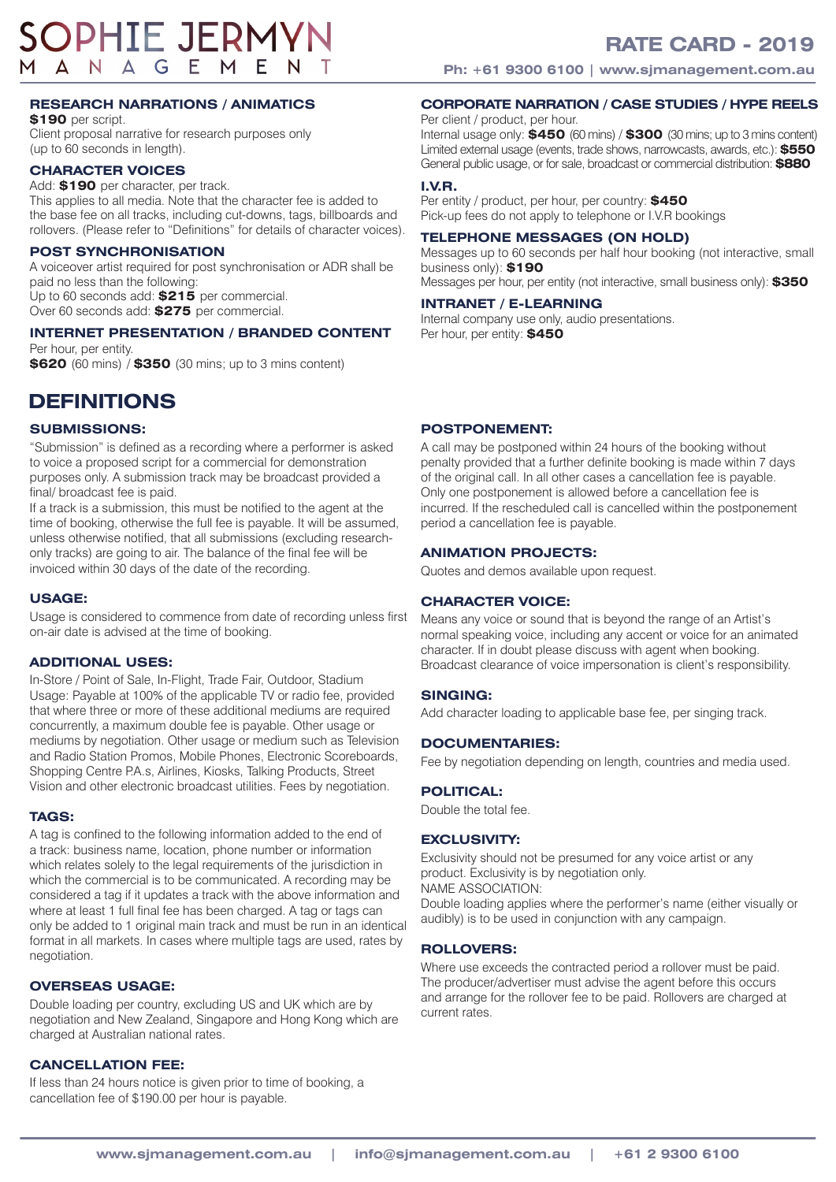# SOPHIE JERMYN MANAGEMENT

## RATE CARD - 2019

**Ph: +61 9300 6100 | www.sjmanagement.com.au**

### RESEARCH NARRATIONS / ANIMATICS

**$190** per script.
Client proposal narrative for research purposes only (up to 60 seconds in length).

### CHARACTER VOICES

Add: **$190** per character, per track.
This applies to all media. Note that the character fee is added to the base fee on all tracks, including cut-downs, tags, billboards and rollovers. (Please refer to "Definitions" for details of character voices).

### POST SYNCHRONISATION

A voiceover artist required for post synchronisation or ADR shall be paid no less than the following:
Up to 60 seconds add: **$215** per commercial.
Over 60 seconds add: **$275** per commercial.

### INTERNET PRESENTATION / BRANDED CONTENT

Per hour, per entity.
**$620** (60 mins) / **$350** (30 mins; up to 3 mins content)

### CORPORATE NARRATION / CASE STUDIES / HYPE REELS

Per client / product, per hour.
Internal usage only: **$450** (60 mins) / **$300** (30 mins; up to 3 mins content)
Limited external usage (events, trade shows, narrowcasts, awards, etc.): **$550**
General public usage, or for sale, broadcast or commercial distribution: **$880**

### I.V.R.

Per entity / product, per hour, per country: **$450**
Pick-up fees do not apply to telephone or I.V.R bookings

### TELEPHONE MESSAGES (ON HOLD)

Messages up to 60 seconds per half hour booking (not interactive, small business only): **$190**
Messages per hour, per entity (not interactive, small business only): **$350**

### INTRANET / E-LEARNING

Internal company use only, audio presentations.
Per hour, per entity: **$450**

## DEFINITIONS

### SUBMISSIONS:

"Submission" is defined as a recording where a performer is asked to voice a proposed script for a commercial for demonstration purposes only. A submission track may be broadcast provided a final/ broadcast fee is paid.
If a track is a submission, this must be notified to the agent at the time of booking, otherwise the full fee is payable. It will be assumed, unless otherwise notified, that all submissions (excluding research-only tracks) are going to air. The balance of the final fee will be invoiced within 30 days of the date of the recording.

### USAGE:

Usage is considered to commence from date of recording unless first on-air date is advised at the time of booking.

### ADDITIONAL USES:

In-Store / Point of Sale, In-Flight, Trade Fair, Outdoor, Stadium Usage: Payable at 100% of the applicable TV or radio fee, provided that where three or more of these additional mediums are required concurrently, a maximum double fee is payable. Other usage or mediums by negotiation. Other usage or medium such as Television and Radio Station Promos, Mobile Phones, Electronic Scoreboards, Shopping Centre P.A.s, Airlines, Kiosks, Talking Products, Street Vision and other electronic broadcast utilities. Fees by negotiation.

### TAGS:

A tag is confined to the following information added to the end of a track: business name, location, phone number or information which relates solely to the legal requirements of the jurisdiction in which the commercial is to be communicated. A recording may be considered a tag if it updates a track with the above information and where at least 1 full final fee has been charged. A tag or tags can only be added to 1 original main track and must be run in an identical format in all markets. In cases where multiple tags are used, rates by negotiation.

### OVERSEAS USAGE:

Double loading per country, excluding US and UK which are by negotiation and New Zealand, Singapore and Hong Kong which are charged at Australian national rates.

### CANCELLATION FEE:

If less than 24 hours notice is given prior to time of booking, a cancellation fee of $190.00 per hour is payable.

### POSTPONEMENT:

A call may be postponed within 24 hours of the booking without penalty provided that a further definite booking is made within 7 days of the original call. In all other cases a cancellation fee is payable. Only one postponement is allowed before a cancellation fee is incurred. If the rescheduled call is cancelled within the postponement period a cancellation fee is payable.

### ANIMATION PROJECTS:

Quotes and demos available upon request.

### CHARACTER VOICE:

Means any voice or sound that is beyond the range of an Artist's normal speaking voice, including any accent or voice for an animated character. If in doubt please discuss with agent when booking. Broadcast clearance of voice impersonation is client's responsibility.

### SINGING:

Add character loading to applicable base fee, per singing track.

### DOCUMENTARIES:

Fee by negotiation depending on length, countries and media used.

### POLITICAL:

Double the total fee.

### EXCLUSIVITY:

Exclusivity should not be presumed for any voice artist or any product. Exclusivity is by negotiation only.
NAME ASSOCIATION:
Double loading applies where the performer's name (either visually or audibly) is to be used in conjunction with any campaign.

### ROLLOVERS:

Where use exceeds the contracted period a rollover must be paid. The producer/advertiser must advise the agent before this occurs and arrange for the rollover fee to be paid. Rollovers are charged at current rates.

www.sjmanagement.com.au | info@sjmanagement.com.au | +61 2 9300 6100